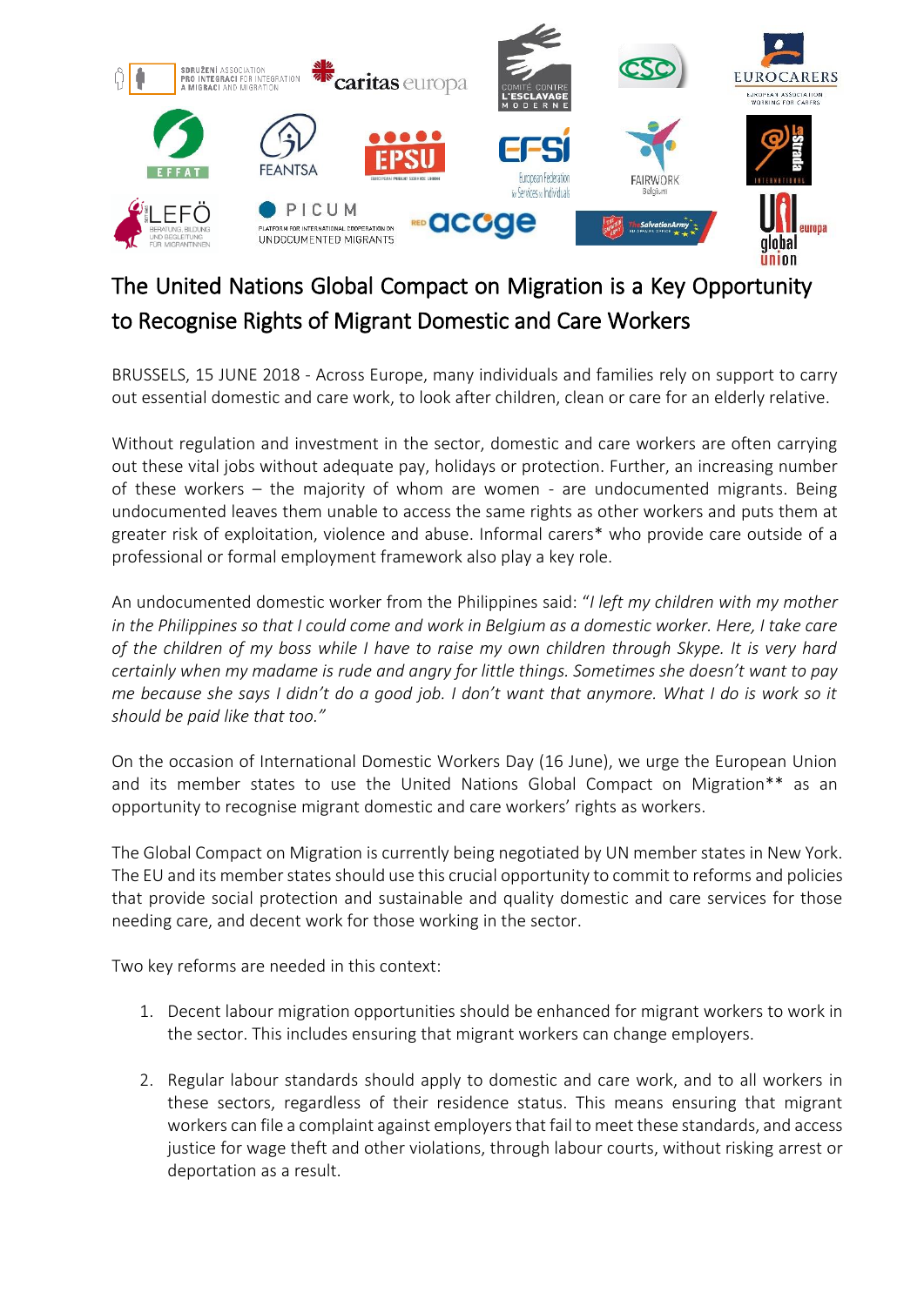# The United Nations Global Compact on Migration is a Key Opportunity to Recognise Rights of Migrant Domestic and Care Workers

BRUSSELS, 15 JUNE 2018 - Across Europe, many individuals and families rely on support to carry out essential domestic and care work, to look after children, clean or care for an elderly relative.

Without regulation and investment in the sector, domestic and care workers are often carrying out these vital jobs without adequate pay, holidays or protection. Further, an increasing number of these workers – the majority of whom are women - are undocumented migrants. Being undocumented leaves them unable to access the same rights as other workers and puts them at greater risk of exploitation, violence and abuse. Informal carers* who provide care outside of a professional or formal employment framework also play a key role.

An undocumented domestic worker from the Philippines said: "*I left my children with my mother in the Philippines so that I could come and work in Belgium as a domestic worker. Here, I take care of the children of my boss while I have to raise my own children through Skype. It is very hard certainly when my madame is rude and angry for little things. Sometimes she doesn't want to pay me because she says I didn't do a good job. I don't want that anymore. What I do is work so it should be paid like that too.*"

On the occasion of International Domestic Workers Day (16 June), we urge the European Union and its member states to use the United Nations Global Compact on Migration** as an opportunity to recognise migrant domestic and care workers' rights as workers.

The Global Compact on Migration is currently being negotiated by UN member states in New York. The EU and its member states should use this crucial opportunity to commit to reforms and policies that provide social protection and sustainable and quality domestic and care services for those needing care, and decent work for those working in the sector.

Two key reforms are needed in this context:

1. Decent labour migration opportunities should be enhanced for migrant workers to work in the sector. This includes ensuring that migrant workers can change employers.

2. Regular labour standards should apply to domestic and care work, and to all workers in these sectors, regardless of their residence status. This means ensuring that migrant workers can file a complaint against employers that fail to meet these standards, and access justice for wage theft and other violations, through labour courts, without risking arrest or deportation as a result.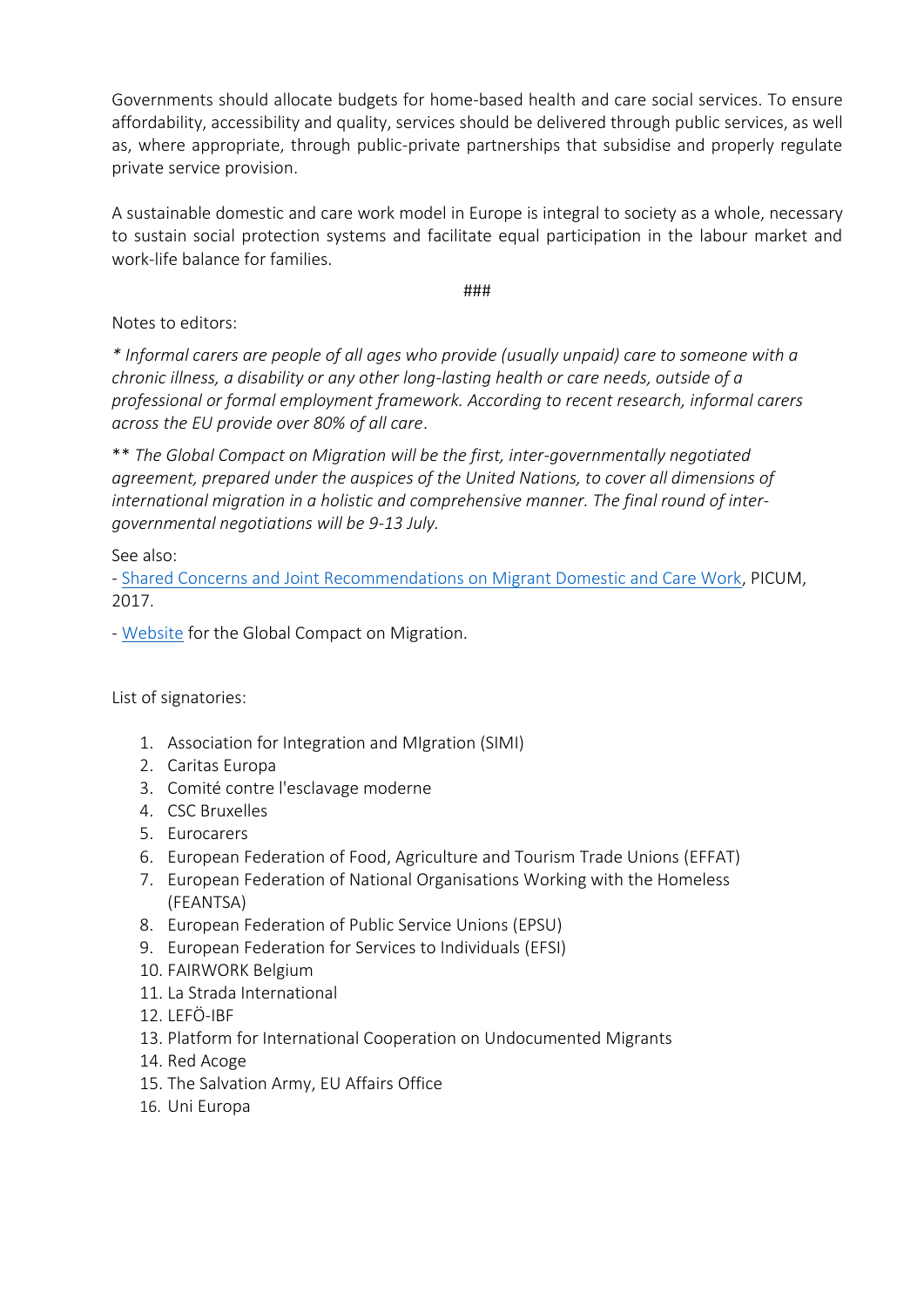Governments should allocate budgets for home-based health and care social services. To ensure affordability, accessibility and quality, services should be delivered through public services, as well as, where appropriate, through public-private partnerships that subsidise and properly regulate private service provision.

A sustainable domestic and care work model in Europe is integral to society as a whole, necessary to sustain social protection systems and facilitate equal participation in the labour market and work-life balance for families.

###

Notes to editors:

*\* Informal carers are people of all ages who provide (usually unpaid) care to someone with a chronic illness, a disability or any other long-lasting health or care needs, outside of a professional or formal employment framework. According to recent research, informal carers across the EU provide over 80% of all care.*

\*\* *The Global Compact on Migration will be the first, inter-governmentally negotiated agreement, prepared under the auspices of the United Nations, to cover all dimensions of international migration in a holistic and comprehensive manner. The final round of inter-governmental negotiations will be 9-13 July.*

See also:

- Shared Concerns and Joint Recommendations on Migrant Domestic and Care Work, PICUM, 2017.
- Website for the Global Compact on Migration.

List of signatories:

1. Association for Integration and MIgration (SIMI)
2. Caritas Europa
3. Comité contre l'esclavage moderne
4. CSC Bruxelles
5. Eurocarers
6. European Federation of Food, Agriculture and Tourism Trade Unions (EFFAT)
7. European Federation of National Organisations Working with the Homeless (FEANTSA)
8. European Federation of Public Service Unions (EPSU)
9. European Federation for Services to Individuals (EFSI)
10. FAIRWORK Belgium
11. La Strada International
12. LEFÖ-IBF
13. Platform for International Cooperation on Undocumented Migrants
14. Red Acoge
15. The Salvation Army, EU Affairs Office
16. Uni Europa